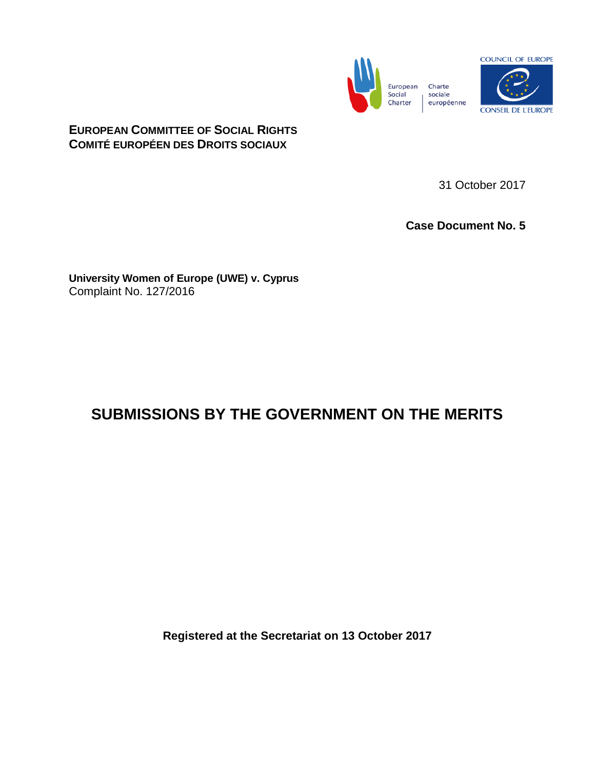European Social Charter | Charte sociale européenne

COUNCIL OF EUROPE

CONSEIL DE L'EUROPE

**EUROPEAN COMMITTEE OF SOCIAL RIGHTS**
**COMITÉ EUROPÉEN DES DROITS SOCIAUX**

31 October 2017

**Case Document No. 5**

**University Women of Europe (UWE) v. Cyprus**
Complaint No. 127/2016

# SUBMISSIONS BY THE GOVERNMENT ON THE MERITS

**Registered at the Secretariat on 13 October 2017**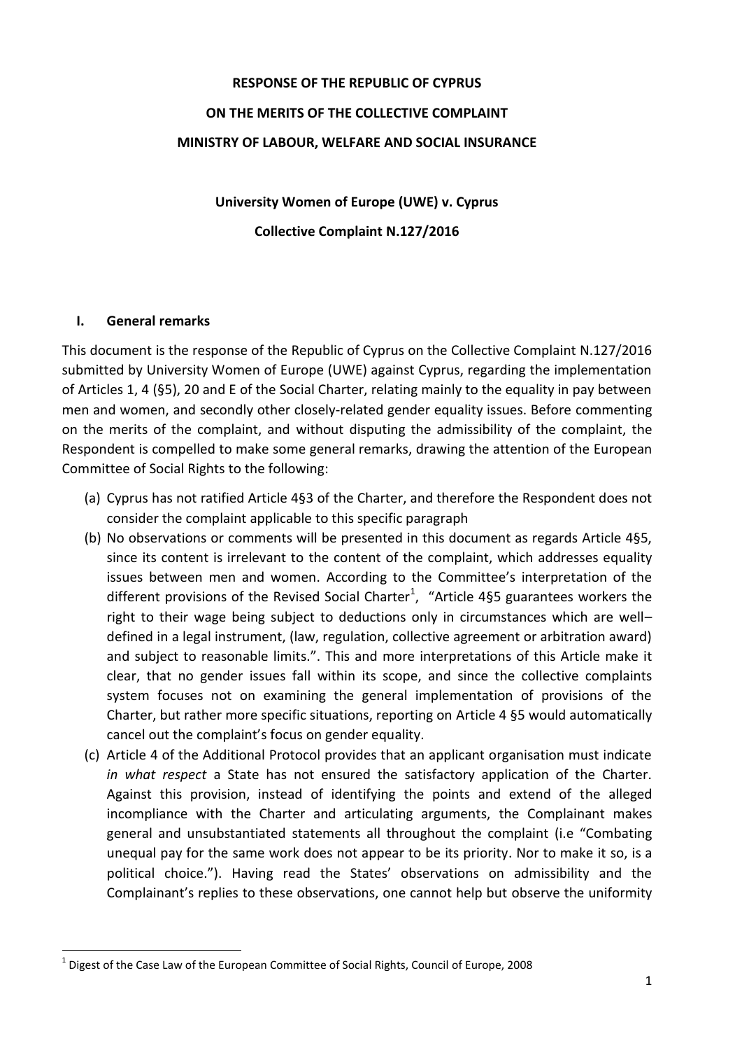**RESPONSE OF THE REPUBLIC OF CYPRUS**

**ON THE MERITS OF THE COLLECTIVE COMPLAINT**

**MINISTRY OF LABOUR, WELFARE AND SOCIAL INSURANCE**

**University Women of Europe (UWE) v. Cyprus**

**Collective Complaint N.127/2016**

## I. General remarks

This document is the response of the Republic of Cyprus on the Collective Complaint N.127/2016 submitted by University Women of Europe (UWE) against Cyprus, regarding the implementation of Articles 1, 4 (§5), 20 and E of the Social Charter, relating mainly to the equality in pay between men and women, and secondly other closely-related gender equality issues. Before commenting on the merits of the complaint, and without disputing the admissibility of the complaint, the Respondent is compelled to make some general remarks, drawing the attention of the European Committee of Social Rights to the following:

(a) Cyprus has not ratified Article 4§3 of the Charter, and therefore the Respondent does not consider the complaint applicable to this specific paragraph

(b) No observations or comments will be presented in this document as regards Article 4§5, since its content is irrelevant to the content of the complaint, which addresses equality issues between men and women. According to the Committee's interpretation of the different provisions of the Revised Social Charter[1], "Article 4§5 guarantees workers the right to their wage being subject to deductions only in circumstances which are well–defined in a legal instrument, (law, regulation, collective agreement or arbitration award) and subject to reasonable limits.". This and more interpretations of this Article make it clear, that no gender issues fall within its scope, and since the collective complaints system focuses not on examining the general implementation of provisions of the Charter, but rather more specific situations, reporting on Article 4 §5 would automatically cancel out the complaint's focus on gender equality.

(c) Article 4 of the Additional Protocol provides that an applicant organisation must indicate *in what respect* a State has not ensured the satisfactory application of the Charter. Against this provision, instead of identifying the points and extend of the alleged incompliance with the Charter and articulating arguments, the Complainant makes general and unsubstantiated statements all throughout the complaint (i.e "Combating unequal pay for the same work does not appear to be its priority. Nor to make it so, is a political choice."). Having read the States' observations on admissibility and the Complainant's replies to these observations, one cannot help but observe the uniformity

[1] Digest of the Case Law of the European Committee of Social Rights, Council of Europe, 2008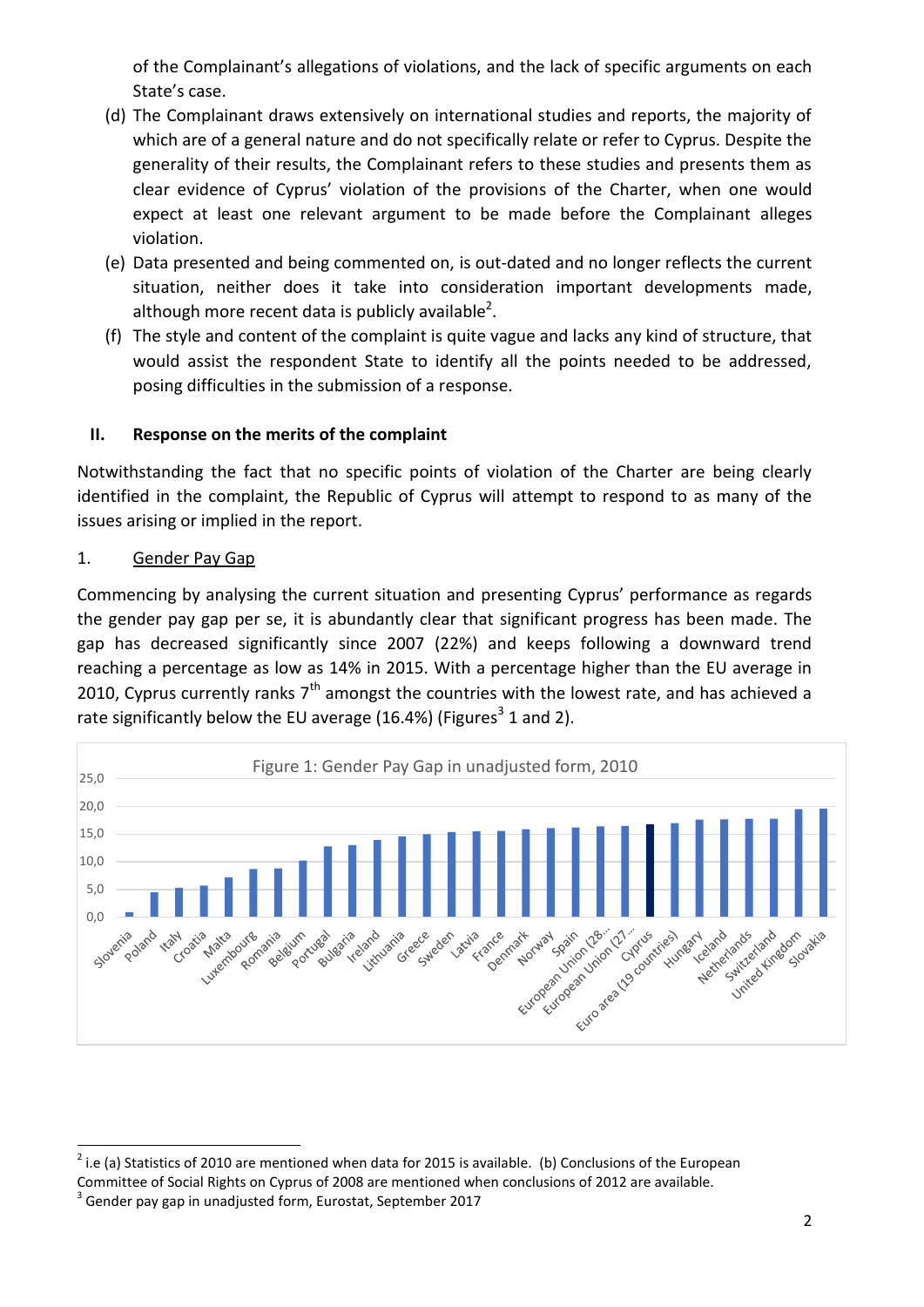of the Complainant's allegations of violations, and the lack of specific arguments on each State's case.

(d) The Complainant draws extensively on international studies and reports, the majority of which are of a general nature and do not specifically relate or refer to Cyprus. Despite the generality of their results, the Complainant refers to these studies and presents them as clear evidence of Cyprus' violation of the provisions of the Charter, when one would expect at least one relevant argument to be made before the Complainant alleges violation.

(e) Data presented and being commented on, is out-dated and no longer reflects the current situation, neither does it take into consideration important developments made, although more recent data is publicly available[2].

(f) The style and content of the complaint is quite vague and lacks any kind of structure, that would assist the respondent State to identify all the points needed to be addressed, posing difficulties in the submission of a response.

## II. Response on the merits of the complaint

Notwithstanding the fact that no specific points of violation of the Charter are being clearly identified in the complaint, the Republic of Cyprus will attempt to respond to as many of the issues arising or implied in the report.

### 1. Gender Pay Gap

Commencing by analysing the current situation and presenting Cyprus' performance as regards the gender pay gap per se, it is abundantly clear that significant progress has been made. The gap has decreased significantly since 2007 (22%) and keeps following a downward trend reaching a percentage as low as 14% in 2015. With a percentage higher than the EU average in 2010, Cyprus currently ranks 7th amongst the countries with the lowest rate, and has achieved a rate significantly below the EU average (16.4%) (Figures[3] 1 and 2).

Figure 1: Gender Pay Gap in unadjusted form, 2010

[2] i.e (a) Statistics of 2010 are mentioned when data for 2015 is available. (b) Conclusions of the European Committee of Social Rights on Cyprus of 2008 are mentioned when conclusions of 2012 are available.

[3] Gender pay gap in unadjusted form, Eurostat, September 2017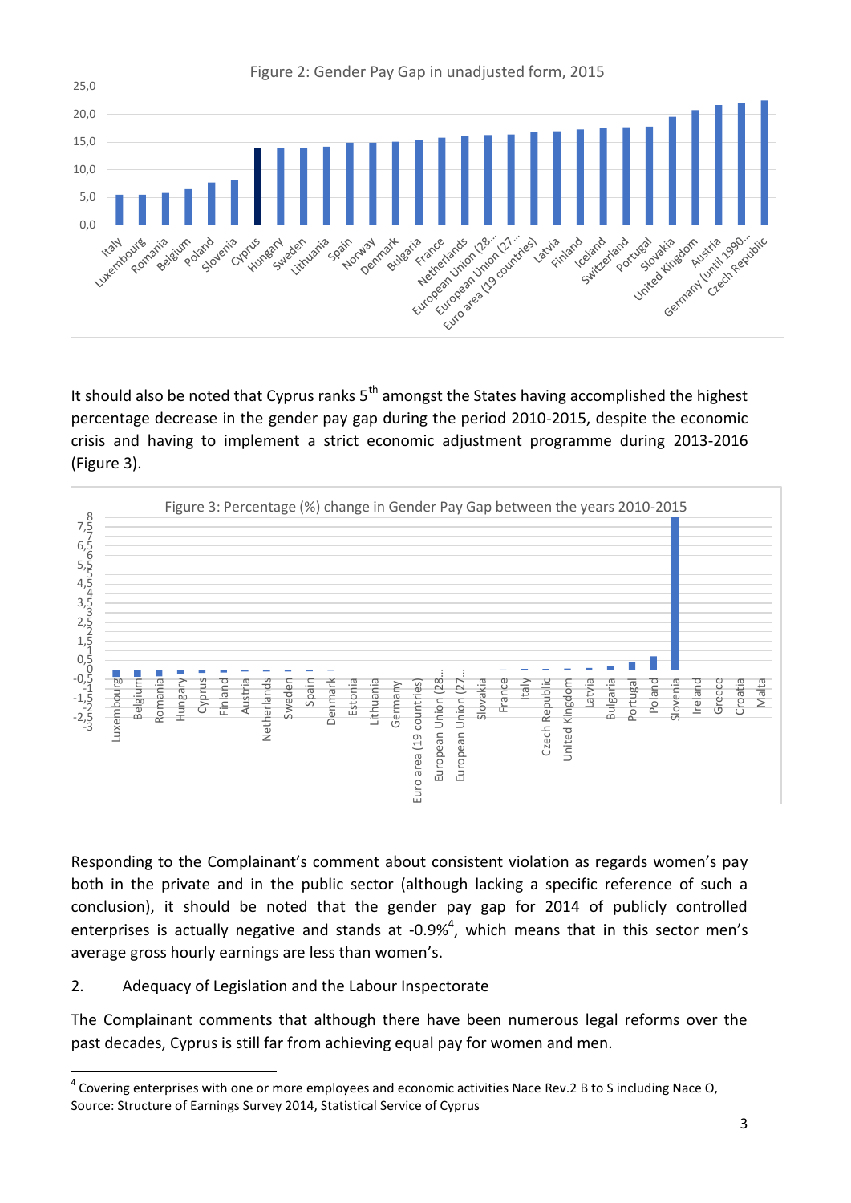Figure 2: Gender Pay Gap in unadjusted form, 2015

It should also be noted that Cyprus ranks 5th amongst the States having accomplished the highest percentage decrease in the gender pay gap during the period 2010-2015, despite the economic crisis and having to implement a strict economic adjustment programme during 2013-2016 (Figure 3).

Figure 3: Percentage (%) change in Gender Pay Gap between the years 2010-2015

Responding to the Complainant's comment about consistent violation as regards women's pay both in the private and in the public sector (although lacking a specific reference of such a conclusion), it should be noted that the gender pay gap for 2014 of publicly controlled enterprises is actually negative and stands at -0.9%[4], which means that in this sector men's average gross hourly earnings are less than women's.

2. <u>Adequacy of Legislation and the Labour Inspectorate</u>

The Complainant comments that although there have been numerous legal reforms over the past decades, Cyprus is still far from achieving equal pay for women and men.

[4] Covering enterprises with one or more employees and economic activities Nace Rev.2 B to S including Nace O, Source: Structure of Earnings Survey 2014, Statistical Service of Cyprus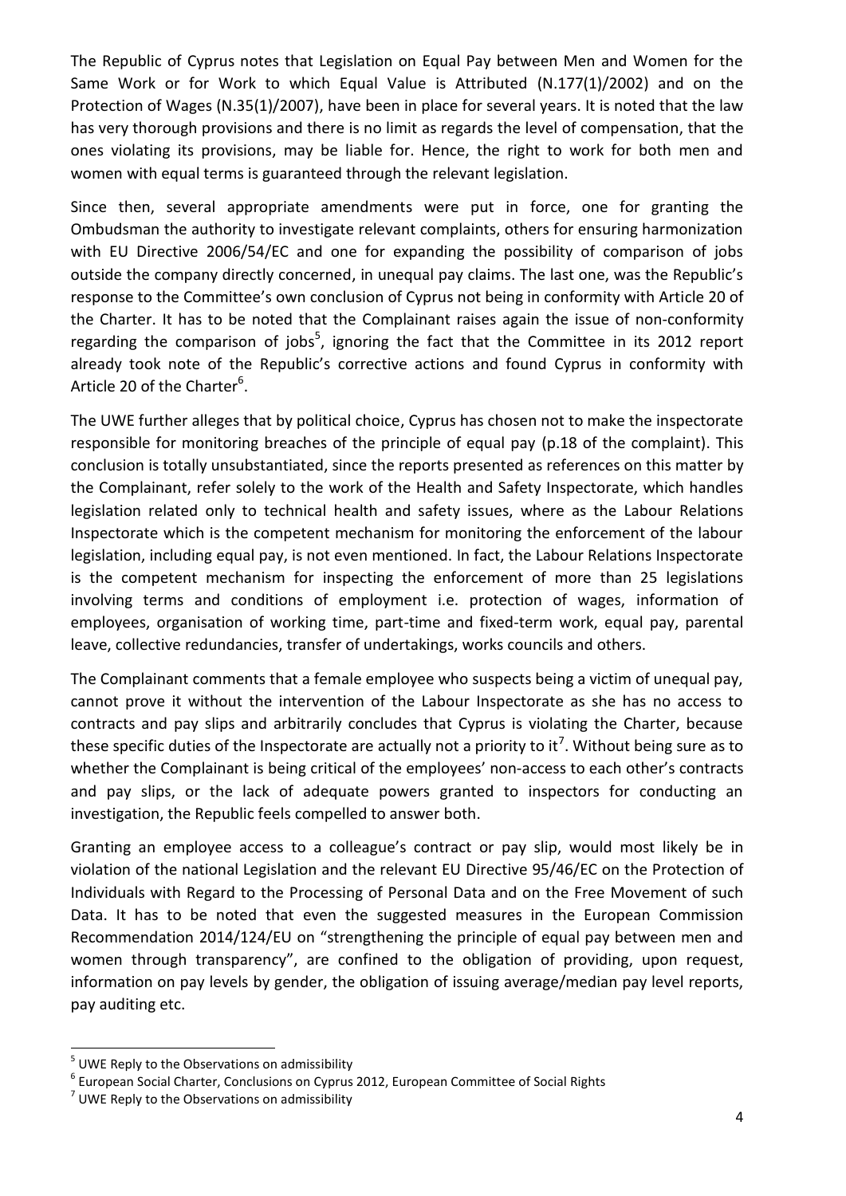The Republic of Cyprus notes that Legislation on Equal Pay between Men and Women for the Same Work or for Work to which Equal Value is Attributed (N.177(1)/2002) and on the Protection of Wages (N.35(1)/2007), have been in place for several years. It is noted that the law has very thorough provisions and there is no limit as regards the level of compensation, that the ones violating its provisions, may be liable for. Hence, the right to work for both men and women with equal terms is guaranteed through the relevant legislation.

Since then, several appropriate amendments were put in force, one for granting the Ombudsman the authority to investigate relevant complaints, others for ensuring harmonization with EU Directive 2006/54/EC and one for expanding the possibility of comparison of jobs outside the company directly concerned, in unequal pay claims. The last one, was the Republic's response to the Committee's own conclusion of Cyprus not being in conformity with Article 20 of the Charter. It has to be noted that the Complainant raises again the issue of non-conformity regarding the comparison of jobs[5], ignoring the fact that the Committee in its 2012 report already took note of the Republic's corrective actions and found Cyprus in conformity with Article 20 of the Charter[6].

The UWE further alleges that by political choice, Cyprus has chosen not to make the inspectorate responsible for monitoring breaches of the principle of equal pay (p.18 of the complaint). This conclusion is totally unsubstantiated, since the reports presented as references on this matter by the Complainant, refer solely to the work of the Health and Safety Inspectorate, which handles legislation related only to technical health and safety issues, where as the Labour Relations Inspectorate which is the competent mechanism for monitoring the enforcement of the labour legislation, including equal pay, is not even mentioned. In fact, the Labour Relations Inspectorate is the competent mechanism for inspecting the enforcement of more than 25 legislations involving terms and conditions of employment i.e. protection of wages, information of employees, organisation of working time, part-time and fixed-term work, equal pay, parental leave, collective redundancies, transfer of undertakings, works councils and others.

The Complainant comments that a female employee who suspects being a victim of unequal pay, cannot prove it without the intervention of the Labour Inspectorate as she has no access to contracts and pay slips and arbitrarily concludes that Cyprus is violating the Charter, because these specific duties of the Inspectorate are actually not a priority to it[7]. Without being sure as to whether the Complainant is being critical of the employees' non-access to each other's contracts and pay slips, or the lack of adequate powers granted to inspectors for conducting an investigation, the Republic feels compelled to answer both.

Granting an employee access to a colleague's contract or pay slip, would most likely be in violation of the national Legislation and the relevant EU Directive 95/46/EC on the Protection of Individuals with Regard to the Processing of Personal Data and on the Free Movement of such Data. It has to be noted that even the suggested measures in the European Commission Recommendation 2014/124/EU on "strengthening the principle of equal pay between men and women through transparency", are confined to the obligation of providing, upon request, information on pay levels by gender, the obligation of issuing average/median pay level reports, pay auditing etc.

---

[5] UWE Reply to the Observations on admissibility

[6] European Social Charter, Conclusions on Cyprus 2012, European Committee of Social Rights

[7] UWE Reply to the Observations on admissibility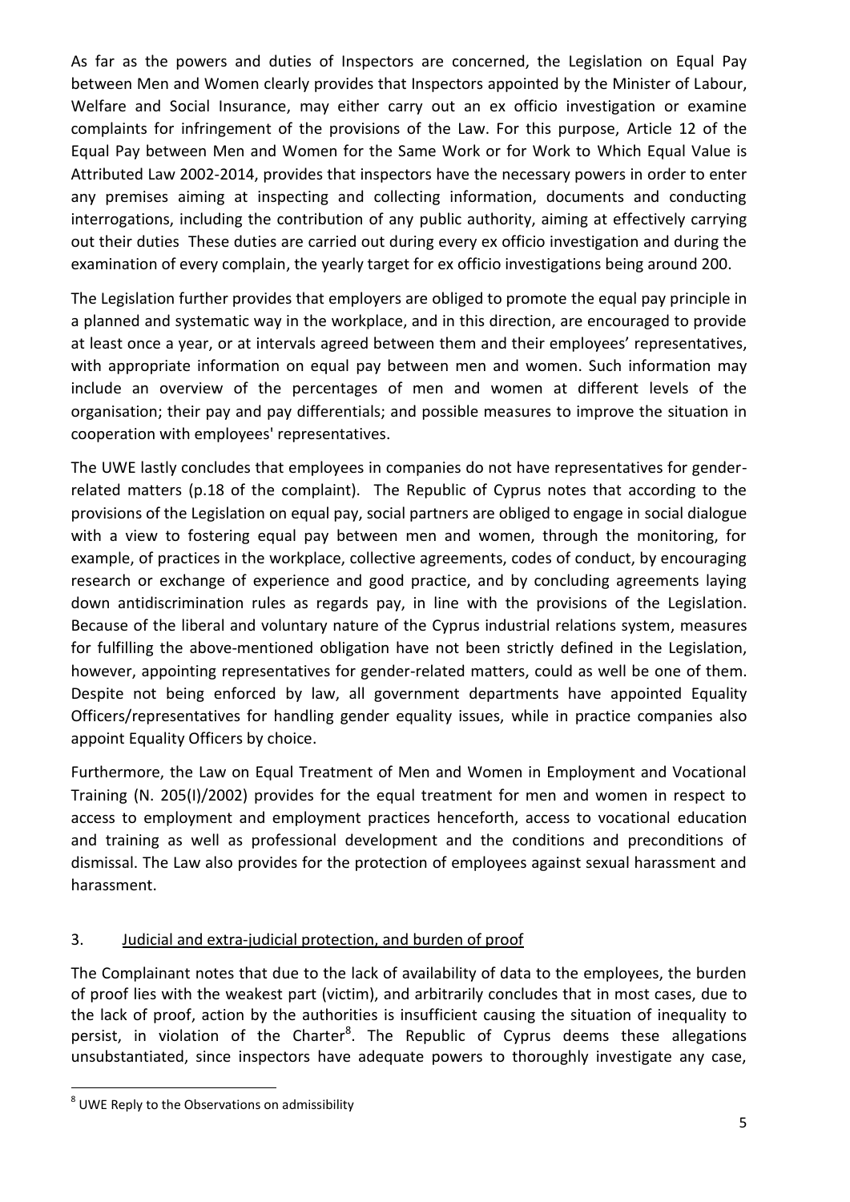As far as the powers and duties of Inspectors are concerned, the Legislation on Equal Pay between Men and Women clearly provides that Inspectors appointed by the Minister of Labour, Welfare and Social Insurance, may either carry out an ex officio investigation or examine complaints for infringement of the provisions of the Law. For this purpose, Article 12 of the Equal Pay between Men and Women for the Same Work or for Work to Which Equal Value is Attributed Law 2002-2014, provides that inspectors have the necessary powers in order to enter any premises aiming at inspecting and collecting information, documents and conducting interrogations, including the contribution of any public authority, aiming at effectively carrying out their duties These duties are carried out during every ex officio investigation and during the examination of every complain, the yearly target for ex officio investigations being around 200.

The Legislation further provides that employers are obliged to promote the equal pay principle in a planned and systematic way in the workplace, and in this direction, are encouraged to provide at least once a year, or at intervals agreed between them and their employees' representatives, with appropriate information on equal pay between men and women. Such information may include an overview of the percentages of men and women at different levels of the organisation; their pay and pay differentials; and possible measures to improve the situation in cooperation with employees' representatives.

The UWE lastly concludes that employees in companies do not have representatives for gender-related matters (p.18 of the complaint). The Republic of Cyprus notes that according to the provisions of the Legislation on equal pay, social partners are obliged to engage in social dialogue with a view to fostering equal pay between men and women, through the monitoring, for example, of practices in the workplace, collective agreements, codes of conduct, by encouraging research or exchange of experience and good practice, and by concluding agreements laying down antidiscrimination rules as regards pay, in line with the provisions of the Legislation. Because of the liberal and voluntary nature of the Cyprus industrial relations system, measures for fulfilling the above-mentioned obligation have not been strictly defined in the Legislation, however, appointing representatives for gender-related matters, could as well be one of them. Despite not being enforced by law, all government departments have appointed Equality Officers/representatives for handling gender equality issues, while in practice companies also appoint Equality Officers by choice.

Furthermore, the Law on Equal Treatment of Men and Women in Employment and Vocational Training (N. 205(I)/2002) provides for the equal treatment for men and women in respect to access to employment and employment practices henceforth, access to vocational education and training as well as professional development and the conditions and preconditions of dismissal. The Law also provides for the protection of employees against sexual harassment and harassment.

## 3. Judicial and extra-judicial protection, and burden of proof

The Complainant notes that due to the lack of availability of data to the employees, the burden of proof lies with the weakest part (victim), and arbitrarily concludes that in most cases, due to the lack of proof, action by the authorities is insufficient causing the situation of inequality to persist, in violation of the Charter[8]. The Republic of Cyprus deems these allegations unsubstantiated, since inspectors have adequate powers to thoroughly investigate any case,

[8] UWE Reply to the Observations on admissibility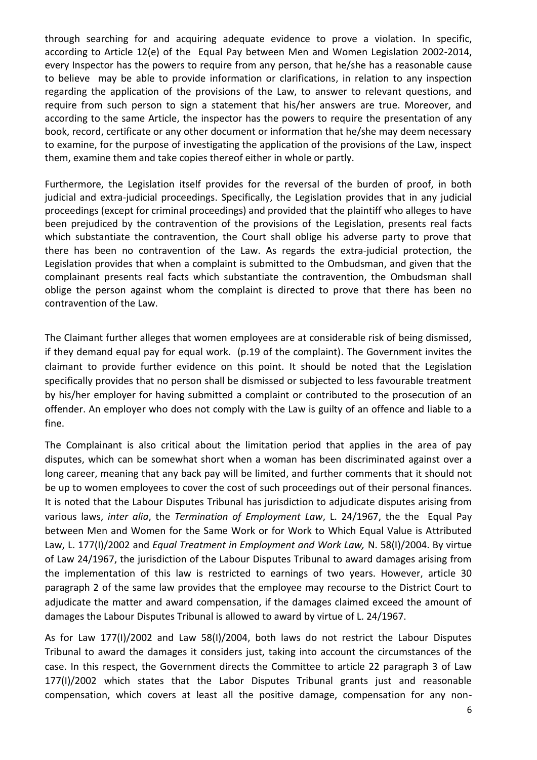through searching for and acquiring adequate evidence to prove a violation. In specific, according to Article 12(e) of the Equal Pay between Men and Women Legislation 2002-2014, every Inspector has the powers to require from any person, that he/she has a reasonable cause to believe may be able to provide information or clarifications, in relation to any inspection regarding the application of the provisions of the Law, to answer to relevant questions, and require from such person to sign a statement that his/her answers are true. Moreover, and according to the same Article, the inspector has the powers to require the presentation of any book, record, certificate or any other document or information that he/she may deem necessary to examine, for the purpose of investigating the application of the provisions of the Law, inspect them, examine them and take copies thereof either in whole or partly.

Furthermore, the Legislation itself provides for the reversal of the burden of proof, in both judicial and extra-judicial proceedings. Specifically, the Legislation provides that in any judicial proceedings (except for criminal proceedings) and provided that the plaintiff who alleges to have been prejudiced by the contravention of the provisions of the Legislation, presents real facts which substantiate the contravention, the Court shall oblige his adverse party to prove that there has been no contravention of the Law. As regards the extra-judicial protection, the Legislation provides that when a complaint is submitted to the Ombudsman, and given that the complainant presents real facts which substantiate the contravention, the Ombudsman shall oblige the person against whom the complaint is directed to prove that there has been no contravention of the Law.

The Claimant further alleges that women employees are at considerable risk of being dismissed, if they demand equal pay for equal work. (p.19 of the complaint). The Government invites the claimant to provide further evidence on this point. It should be noted that the Legislation specifically provides that no person shall be dismissed or subjected to less favourable treatment by his/her employer for having submitted a complaint or contributed to the prosecution of an offender. An employer who does not comply with the Law is guilty of an offence and liable to a fine.

The Complainant is also critical about the limitation period that applies in the area of pay disputes, which can be somewhat short when a woman has been discriminated against over a long career, meaning that any back pay will be limited, and further comments that it should not be up to women employees to cover the cost of such proceedings out of their personal finances. It is noted that the Labour Disputes Tribunal has jurisdiction to adjudicate disputes arising from various laws, *inter alia*, the *Termination of Employment Law*, L. 24/1967, the the Equal Pay between Men and Women for the Same Work or for Work to Which Equal Value is Attributed Law, L. 177(I)/2002 and *Equal Treatment in Employment and Work Law,* N. 58(I)/2004. By virtue of Law 24/1967, the jurisdiction of the Labour Disputes Tribunal to award damages arising from the implementation of this law is restricted to earnings of two years. However, article 30 paragraph 2 of the same law provides that the employee may recourse to the District Court to adjudicate the matter and award compensation, if the damages claimed exceed the amount of damages the Labour Disputes Tribunal is allowed to award by virtue of L. 24/1967.

As for Law 177(I)/2002 and Law 58(I)/2004, both laws do not restrict the Labour Disputes Tribunal to award the damages it considers just, taking into account the circumstances of the case. In this respect, the Government directs the Committee to article 22 paragraph 3 of Law 177(I)/2002 which states that the Labor Disputes Tribunal grants just and reasonable compensation, which covers at least all the positive damage, compensation for any non-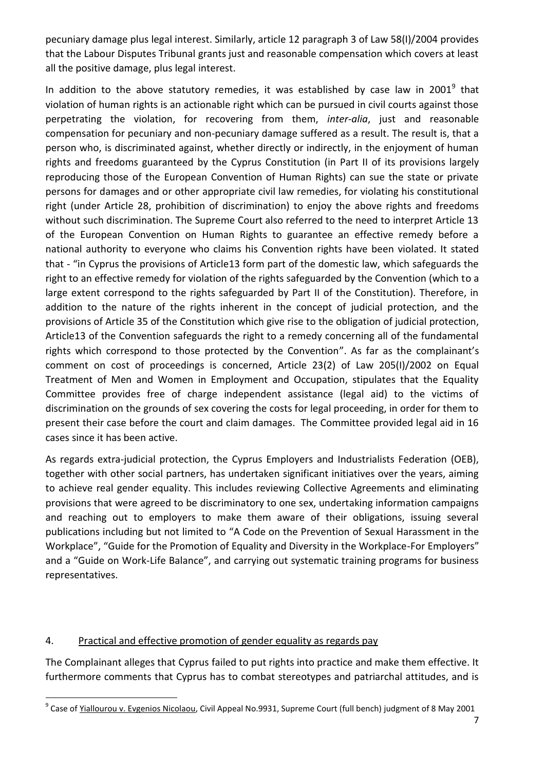pecuniary damage plus legal interest. Similarly, article 12 paragraph 3 of Law 58(I)/2004 provides that the Labour Disputes Tribunal grants just and reasonable compensation which covers at least all the positive damage, plus legal interest.

In addition to the above statutory remedies, it was established by case law in 2001[9] that violation of human rights is an actionable right which can be pursued in civil courts against those perpetrating the violation, for recovering from them, *inter-alia*, just and reasonable compensation for pecuniary and non-pecuniary damage suffered as a result. The result is, that a person who, is discriminated against, whether directly or indirectly, in the enjoyment of human rights and freedoms guaranteed by the Cyprus Constitution (in Part II of its provisions largely reproducing those of the European Convention of Human Rights) can sue the state or private persons for damages and or other appropriate civil law remedies, for violating his constitutional right (under Article 28, prohibition of discrimination) to enjoy the above rights and freedoms without such discrimination. The Supreme Court also referred to the need to interpret Article 13 of the European Convention on Human Rights to guarantee an effective remedy before a national authority to everyone who claims his Convention rights have been violated. It stated that - "in Cyprus the provisions of Article13 form part of the domestic law, which safeguards the right to an effective remedy for violation of the rights safeguarded by the Convention (which to a large extent correspond to the rights safeguarded by Part II of the Constitution). Therefore, in addition to the nature of the rights inherent in the concept of judicial protection, and the provisions of Article 35 of the Constitution which give rise to the obligation of judicial protection, Article13 of the Convention safeguards the right to a remedy concerning all of the fundamental rights which correspond to those protected by the Convention". As far as the complainant's comment on cost of proceedings is concerned, Article 23(2) of Law 205(I)/2002 on Equal Treatment of Men and Women in Employment and Occupation, stipulates that the Equality Committee provides free of charge independent assistance (legal aid) to the victims of discrimination on the grounds of sex covering the costs for legal proceeding, in order for them to present their case before the court and claim damages. The Committee provided legal aid in 16 cases since it has been active.

As regards extra-judicial protection, the Cyprus Employers and Industrialists Federation (OEB), together with other social partners, has undertaken significant initiatives over the years, aiming to achieve real gender equality. This includes reviewing Collective Agreements and eliminating provisions that were agreed to be discriminatory to one sex, undertaking information campaigns and reaching out to employers to make them aware of their obligations, issuing several publications including but not limited to "A Code on the Prevention of Sexual Harassment in the Workplace", "Guide for the Promotion of Equality and Diversity in the Workplace-For Employers" and a "Guide on Work-Life Balance", and carrying out systematic training programs for business representatives.

## 4. Practical and effective promotion of gender equality as regards pay

The Complainant alleges that Cyprus failed to put rights into practice and make them effective. It furthermore comments that Cyprus has to combat stereotypes and patriarchal attitudes, and is

---

[9] Case of Yiallourou v. Evgenios Nicolaou, Civil Appeal No.9931, Supreme Court (full bench) judgment of 8 May 2001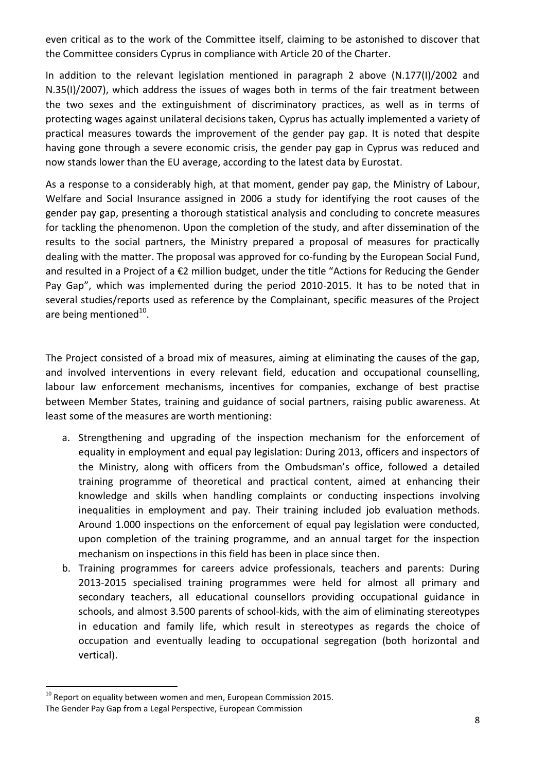even critical as to the work of the Committee itself, claiming to be astonished to discover that the Committee considers Cyprus in compliance with Article 20 of the Charter.

In addition to the relevant legislation mentioned in paragraph 2 above (N.177(I)/2002 and N.35(I)/2007), which address the issues of wages both in terms of the fair treatment between the two sexes and the extinguishment of discriminatory practices, as well as in terms of protecting wages against unilateral decisions taken, Cyprus has actually implemented a variety of practical measures towards the improvement of the gender pay gap. It is noted that despite having gone through a severe economic crisis, the gender pay gap in Cyprus was reduced and now stands lower than the EU average, according to the latest data by Eurostat.

As a response to a considerably high, at that moment, gender pay gap, the Ministry of Labour, Welfare and Social Insurance assigned in 2006 a study for identifying the root causes of the gender pay gap, presenting a thorough statistical analysis and concluding to concrete measures for tackling the phenomenon. Upon the completion of the study, and after dissemination of the results to the social partners, the Ministry prepared a proposal of measures for practically dealing with the matter. The proposal was approved for co-funding by the European Social Fund, and resulted in a Project of a €2 million budget, under the title "Actions for Reducing the Gender Pay Gap", which was implemented during the period 2010-2015. It has to be noted that in several studies/reports used as reference by the Complainant, specific measures of the Project are being mentioned[10].

The Project consisted of a broad mix of measures, aiming at eliminating the causes of the gap, and involved interventions in every relevant field, education and occupational counselling, labour law enforcement mechanisms, incentives for companies, exchange of best practise between Member States, training and guidance of social partners, raising public awareness. At least some of the measures are worth mentioning:

a. Strengthening and upgrading of the inspection mechanism for the enforcement of equality in employment and equal pay legislation: During 2013, officers and inspectors of the Ministry, along with officers from the Ombudsman's office, followed a detailed training programme of theoretical and practical content, aimed at enhancing their knowledge and skills when handling complaints or conducting inspections involving inequalities in employment and pay. Their training included job evaluation methods. Around 1.000 inspections on the enforcement of equal pay legislation were conducted, upon completion of the training programme, and an annual target for the inspection mechanism on inspections in this field has been in place since then.
b. Training programmes for careers advice professionals, teachers and parents: During 2013-2015 specialised training programmes were held for almost all primary and secondary teachers, all educational counsellors providing occupational guidance in schools, and almost 3.500 parents of school-kids, with the aim of eliminating stereotypes in education and family life, which result in stereotypes as regards the choice of occupation and eventually leading to occupational segregation (both horizontal and vertical).

---

[10] Report on equality between women and men, European Commission 2015.
The Gender Pay Gap from a Legal Perspective, European Commission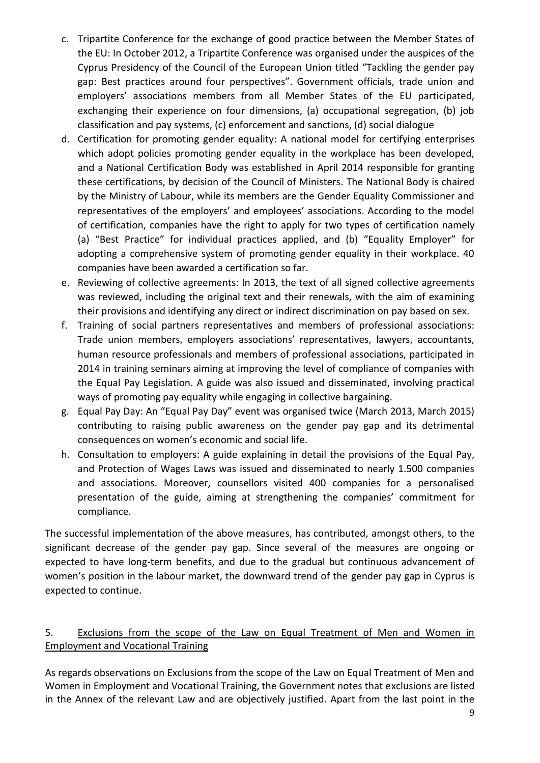c. Tripartite Conference for the exchange of good practice between the Member States of the EU: In October 2012, a Tripartite Conference was organised under the auspices of the Cyprus Presidency of the Council of the European Union titled "Tackling the gender pay gap: Best practices around four perspectives". Government officials, trade union and employers' associations members from all Member States of the EU participated, exchanging their experience on four dimensions, (a) occupational segregation, (b) job classification and pay systems, (c) enforcement and sanctions, (d) social dialogue

d. Certification for promoting gender equality: A national model for certifying enterprises which adopt policies promoting gender equality in the workplace has been developed, and a National Certification Body was established in April 2014 responsible for granting these certifications, by decision of the Council of Ministers. The National Body is chaired by the Ministry of Labour, while its members are the Gender Equality Commissioner and representatives of the employers' and employees' associations. According to the model of certification, companies have the right to apply for two types of certification namely (a) "Best Practice" for individual practices applied, and (b) "Equality Employer" for adopting a comprehensive system of promoting gender equality in their workplace. 40 companies have been awarded a certification so far.

e. Reviewing of collective agreements: In 2013, the text of all signed collective agreements was reviewed, including the original text and their renewals, with the aim of examining their provisions and identifying any direct or indirect discrimination on pay based on sex.

f. Training of social partners representatives and members of professional associations: Trade union members, employers associations' representatives, lawyers, accountants, human resource professionals and members of professional associations, participated in 2014 in training seminars aiming at improving the level of compliance of companies with the Equal Pay Legislation. A guide was also issued and disseminated, involving practical ways of promoting pay equality while engaging in collective bargaining.

g. Equal Pay Day: An "Equal Pay Day" event was organised twice (March 2013, March 2015) contributing to raising public awareness on the gender pay gap and its detrimental consequences on women's economic and social life.

h. Consultation to employers: A guide explaining in detail the provisions of the Equal Pay, and Protection of Wages Laws was issued and disseminated to nearly 1.500 companies and associations. Moreover, counsellors visited 400 companies for a personalised presentation of the guide, aiming at strengthening the companies' commitment for compliance.

The successful implementation of the above measures, has contributed, amongst others, to the significant decrease of the gender pay gap. Since several of the measures are ongoing or expected to have long-term benefits, and due to the gradual but continuous advancement of women's position in the labour market, the downward trend of the gender pay gap in Cyprus is expected to continue.

## 5. Exclusions from the scope of the Law on Equal Treatment of Men and Women in Employment and Vocational Training

As regards observations on Exclusions from the scope of the Law on Equal Treatment of Men and Women in Employment and Vocational Training, the Government notes that exclusions are listed in the Annex of the relevant Law and are objectively justified. Apart from the last point in the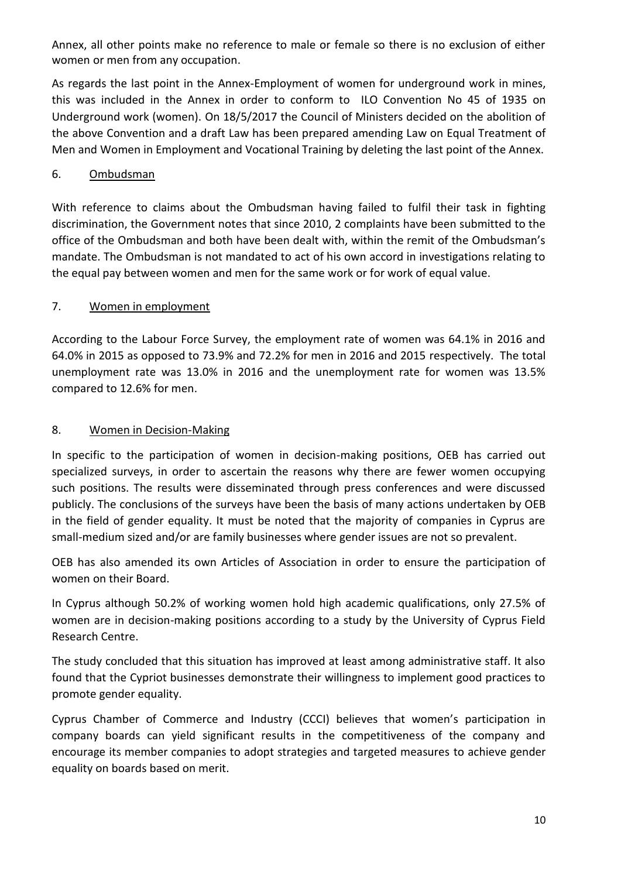Annex, all other points make no reference to male or female so there is no exclusion of either women or men from any occupation.

As regards the last point in the Annex-Employment of women for underground work in mines, this was included in the Annex in order to conform to ILO Convention No 45 of 1935 on Underground work (women). On 18/5/2017 the Council of Ministers decided on the abolition of the above Convention and a draft Law has been prepared amending Law on Equal Treatment of Men and Women in Employment and Vocational Training by deleting the last point of the Annex.

## 6. Ombudsman

With reference to claims about the Ombudsman having failed to fulfil their task in fighting discrimination, the Government notes that since 2010, 2 complaints have been submitted to the office of the Ombudsman and both have been dealt with, within the remit of the Ombudsman's mandate. The Ombudsman is not mandated to act of his own accord in investigations relating to the equal pay between women and men for the same work or for work of equal value.

## 7. Women in employment

According to the Labour Force Survey, the employment rate of women was 64.1% in 2016 and 64.0% in 2015 as opposed to 73.9% and 72.2% for men in 2016 and 2015 respectively. The total unemployment rate was 13.0% in 2016 and the unemployment rate for women was 13.5% compared to 12.6% for men.

## 8. Women in Decision-Making

In specific to the participation of women in decision-making positions, OEB has carried out specialized surveys, in order to ascertain the reasons why there are fewer women occupying such positions. The results were disseminated through press conferences and were discussed publicly. The conclusions of the surveys have been the basis of many actions undertaken by OEB in the field of gender equality. It must be noted that the majority of companies in Cyprus are small-medium sized and/or are family businesses where gender issues are not so prevalent.

OEB has also amended its own Articles of Association in order to ensure the participation of women on their Board.

In Cyprus although 50.2% of working women hold high academic qualifications, only 27.5% of women are in decision-making positions according to a study by the University of Cyprus Field Research Centre.

The study concluded that this situation has improved at least among administrative staff. It also found that the Cypriot businesses demonstrate their willingness to implement good practices to promote gender equality.

Cyprus Chamber of Commerce and Industry (CCCI) believes that women's participation in company boards can yield significant results in the competitiveness of the company and encourage its member companies to adopt strategies and targeted measures to achieve gender equality on boards based on merit.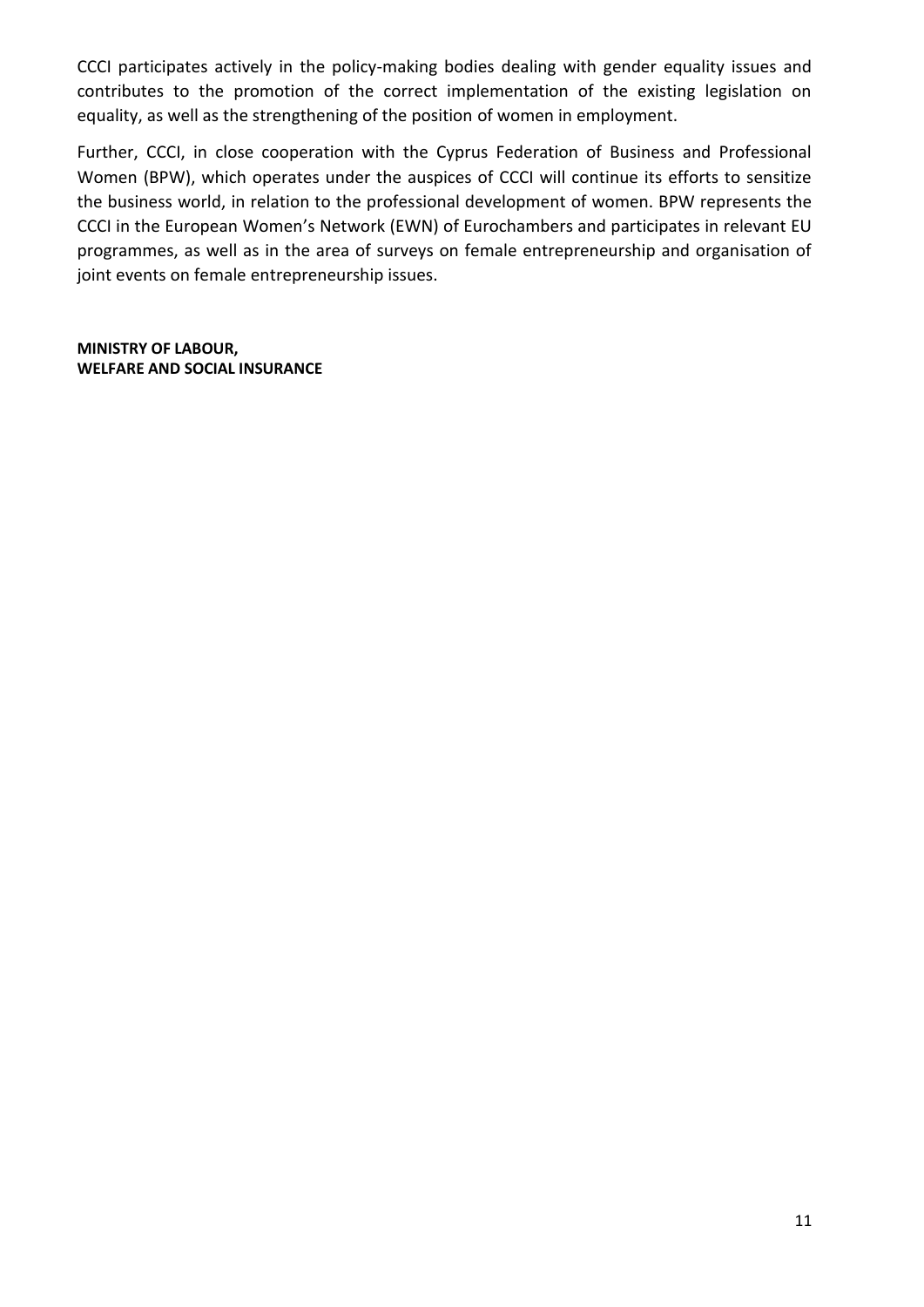CCCI participates actively in the policy-making bodies dealing with gender equality issues and contributes to the promotion of the correct implementation of the existing legislation on equality, as well as the strengthening of the position of women in employment.

Further, CCCI, in close cooperation with the Cyprus Federation of Business and Professional Women (BPW), which operates under the auspices of CCCI will continue its efforts to sensitize the business world, in relation to the professional development of women. BPW represents the CCCI in the European Women's Network (EWN) of Eurochambers and participates in relevant EU programmes, as well as in the area of surveys on female entrepreneurship and organisation of joint events on female entrepreneurship issues.

**MINISTRY OF LABOUR,**
**WELFARE AND SOCIAL INSURANCE**